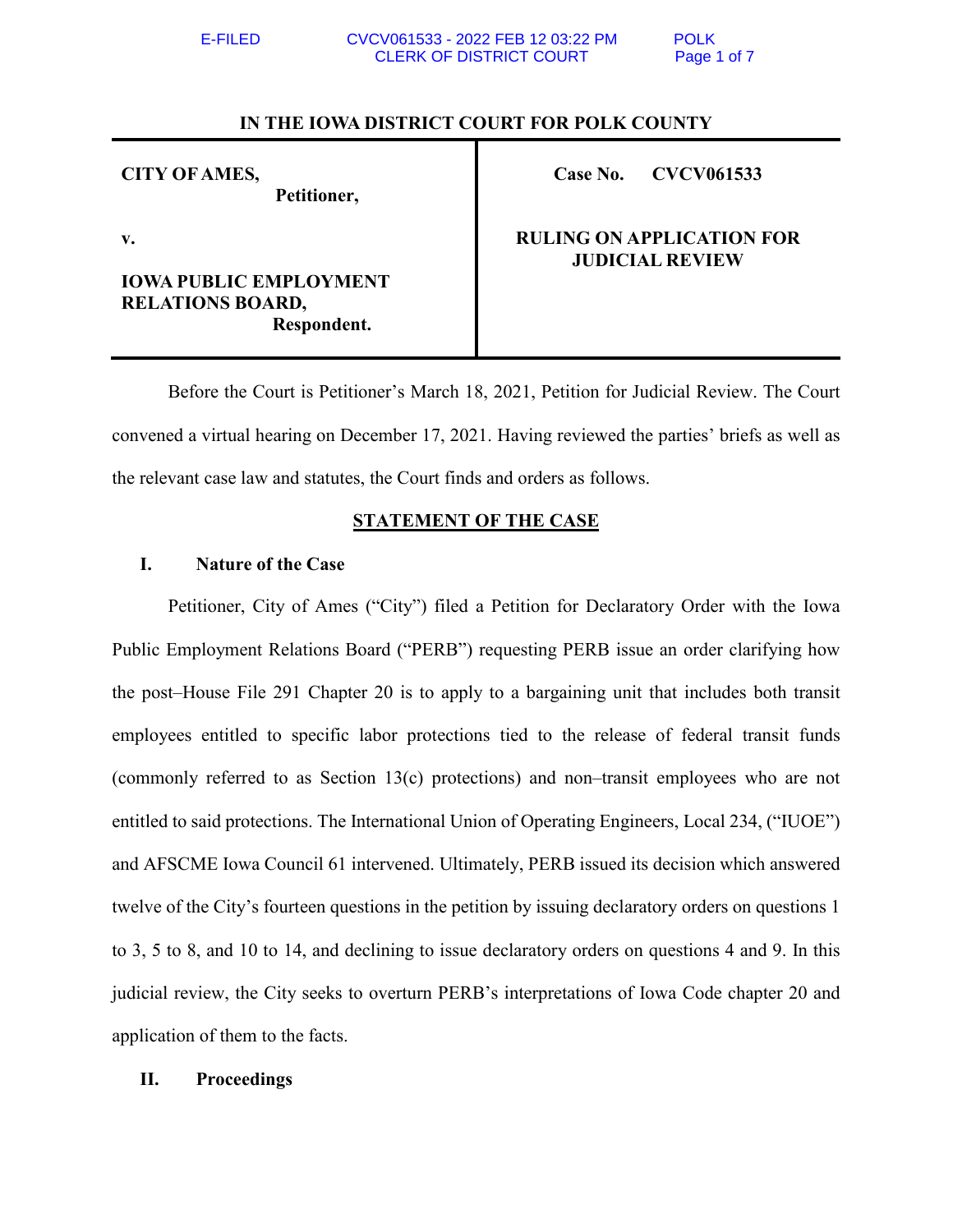**IN THE IOWA DISTRICT COURT FOR POLK COUNTY**

| | |
|---|---|
| **CITY OF AMES,** <br> **Petitioner,** <br><br> **v.** <br><br> **IOWA PUBLIC EMPLOYMENT RELATIONS BOARD,** <br> **Respondent.** | **Case No. CVCV061533** <br><br> **RULING ON APPLICATION FOR JUDICIAL REVIEW** |

Before the Court is Petitioner's March 18, 2021, Petition for Judicial Review. The Court convened a virtual hearing on December 17, 2021. Having reviewed the parties' briefs as well as the relevant case law and statutes, the Court finds and orders as follows.

## STATEMENT OF THE CASE

### I. Nature of the Case

Petitioner, City of Ames ("City") filed a Petition for Declaratory Order with the Iowa Public Employment Relations Board ("PERB") requesting PERB issue an order clarifying how the post–House File 291 Chapter 20 is to apply to a bargaining unit that includes both transit employees entitled to specific labor protections tied to the release of federal transit funds (commonly referred to as Section 13(c) protections) and non–transit employees who are not entitled to said protections. The International Union of Operating Engineers, Local 234, ("IUOE") and AFSCME Iowa Council 61 intervened. Ultimately, PERB issued its decision which answered twelve of the City's fourteen questions in the petition by issuing declaratory orders on questions 1 to 3, 5 to 8, and 10 to 14, and declining to issue declaratory orders on questions 4 and 9. In this judicial review, the City seeks to overturn PERB's interpretations of Iowa Code chapter 20 and application of them to the facts.

### II. Proceedings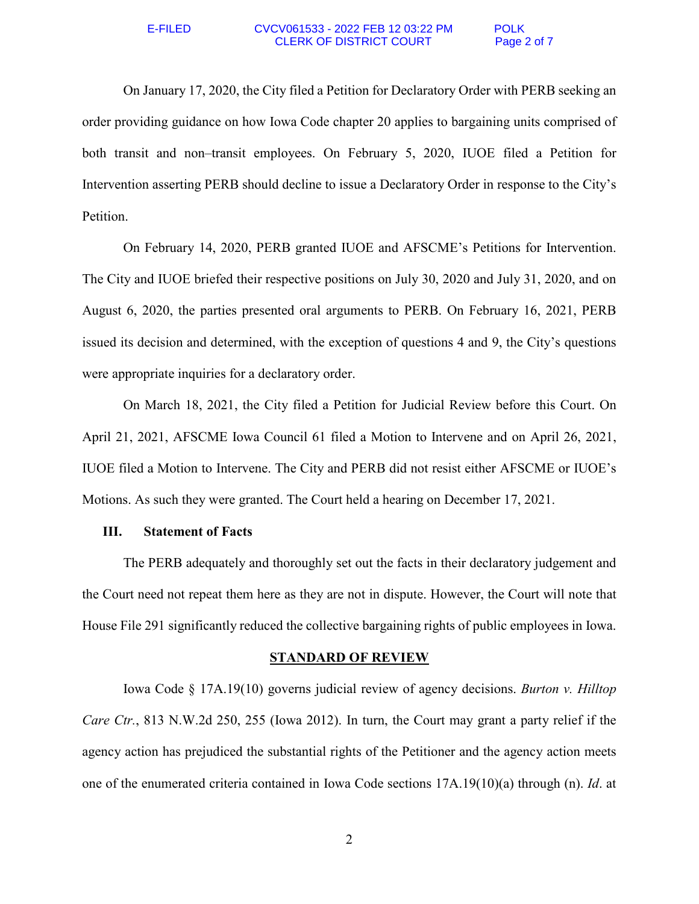On January 17, 2020, the City filed a Petition for Declaratory Order with PERB seeking an order providing guidance on how Iowa Code chapter 20 applies to bargaining units comprised of both transit and non–transit employees. On February 5, 2020, IUOE filed a Petition for Intervention asserting PERB should decline to issue a Declaratory Order in response to the City's Petition.

On February 14, 2020, PERB granted IUOE and AFSCME's Petitions for Intervention. The City and IUOE briefed their respective positions on July 30, 2020 and July 31, 2020, and on August 6, 2020, the parties presented oral arguments to PERB. On February 16, 2021, PERB issued its decision and determined, with the exception of questions 4 and 9, the City's questions were appropriate inquiries for a declaratory order.

On March 18, 2021, the City filed a Petition for Judicial Review before this Court. On April 21, 2021, AFSCME Iowa Council 61 filed a Motion to Intervene and on April 26, 2021, IUOE filed a Motion to Intervene. The City and PERB did not resist either AFSCME or IUOE's Motions. As such they were granted. The Court held a hearing on December 17, 2021.

### III. Statement of Facts

The PERB adequately and thoroughly set out the facts in their declaratory judgement and the Court need not repeat them here as they are not in dispute. However, the Court will note that House File 291 significantly reduced the collective bargaining rights of public employees in Iowa.

## STANDARD OF REVIEW

Iowa Code § 17A.19(10) governs judicial review of agency decisions. *Burton v. Hilltop Care Ctr.*, 813 N.W.2d 250, 255 (Iowa 2012). In turn, the Court may grant a party relief if the agency action has prejudiced the substantial rights of the Petitioner and the agency action meets one of the enumerated criteria contained in Iowa Code sections 17A.19(10)(a) through (n). *Id*. at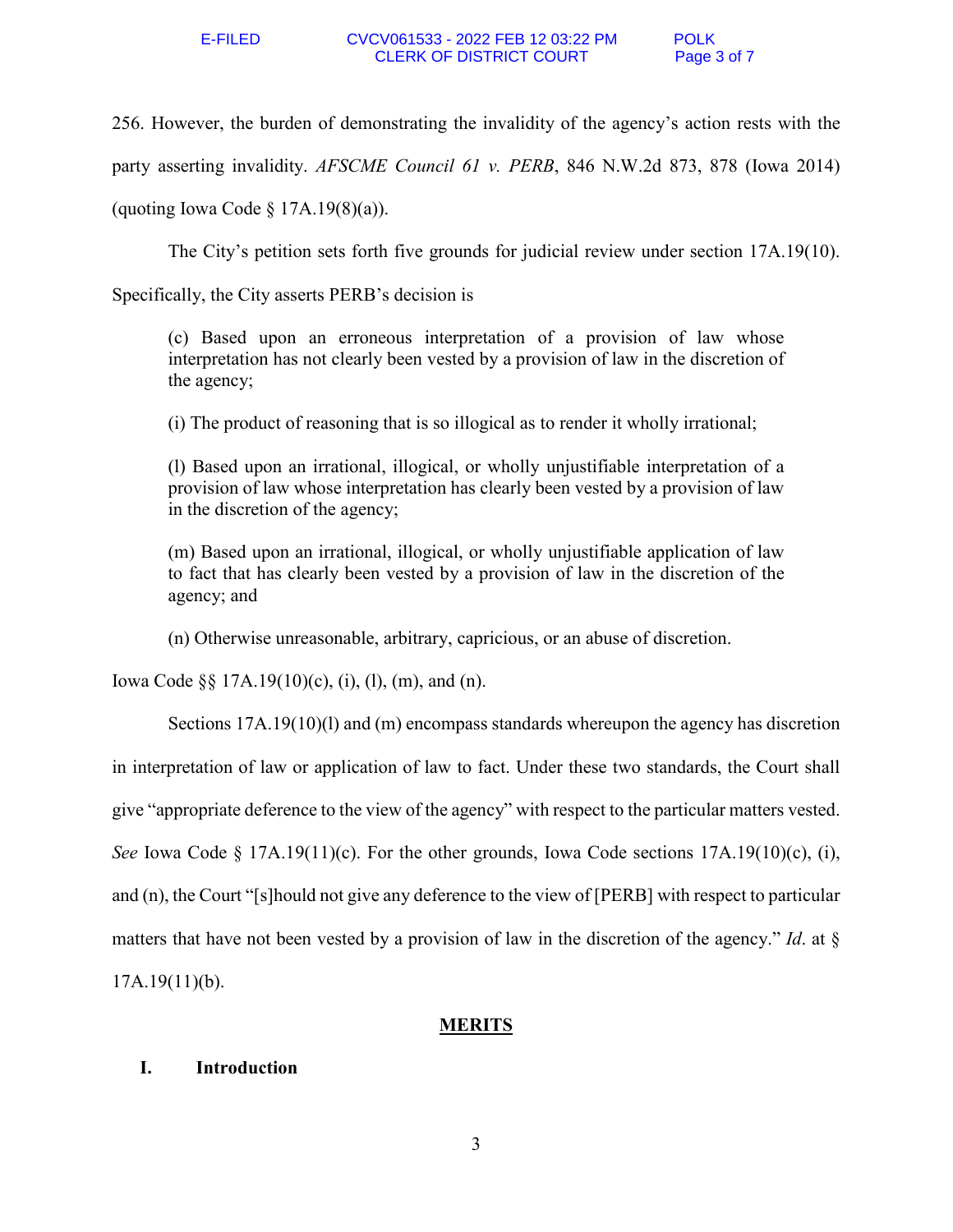256. However, the burden of demonstrating the invalidity of the agency's action rests with the party asserting invalidity. *AFSCME Council 61 v. PERB*, 846 N.W.2d 873, 878 (Iowa 2014) (quoting Iowa Code § 17A.19(8)(a)).

The City's petition sets forth five grounds for judicial review under section 17A.19(10). Specifically, the City asserts PERB's decision is

> (c) Based upon an erroneous interpretation of a provision of law whose interpretation has not clearly been vested by a provision of law in the discretion of the agency;
>
> (i) The product of reasoning that is so illogical as to render it wholly irrational;
>
> (l) Based upon an irrational, illogical, or wholly unjustifiable interpretation of a provision of law whose interpretation has clearly been vested by a provision of law in the discretion of the agency;
>
> (m) Based upon an irrational, illogical, or wholly unjustifiable application of law to fact that has clearly been vested by a provision of law in the discretion of the agency; and
>
> (n) Otherwise unreasonable, arbitrary, capricious, or an abuse of discretion.

Iowa Code §§ 17A.19(10)(c), (i), (l), (m), and (n).

Sections 17A.19(10)(l) and (m) encompass standards whereupon the agency has discretion in interpretation of law or application of law to fact. Under these two standards, the Court shall give "appropriate deference to the view of the agency" with respect to the particular matters vested. *See* Iowa Code § 17A.19(11)(c). For the other grounds, Iowa Code sections 17A.19(10)(c), (i), and (n), the Court "[s]hould not give any deference to the view of [PERB] with respect to particular matters that have not been vested by a provision of law in the discretion of the agency." *Id*. at § 17A.19(11)(b).

## MERITS

### I. Introduction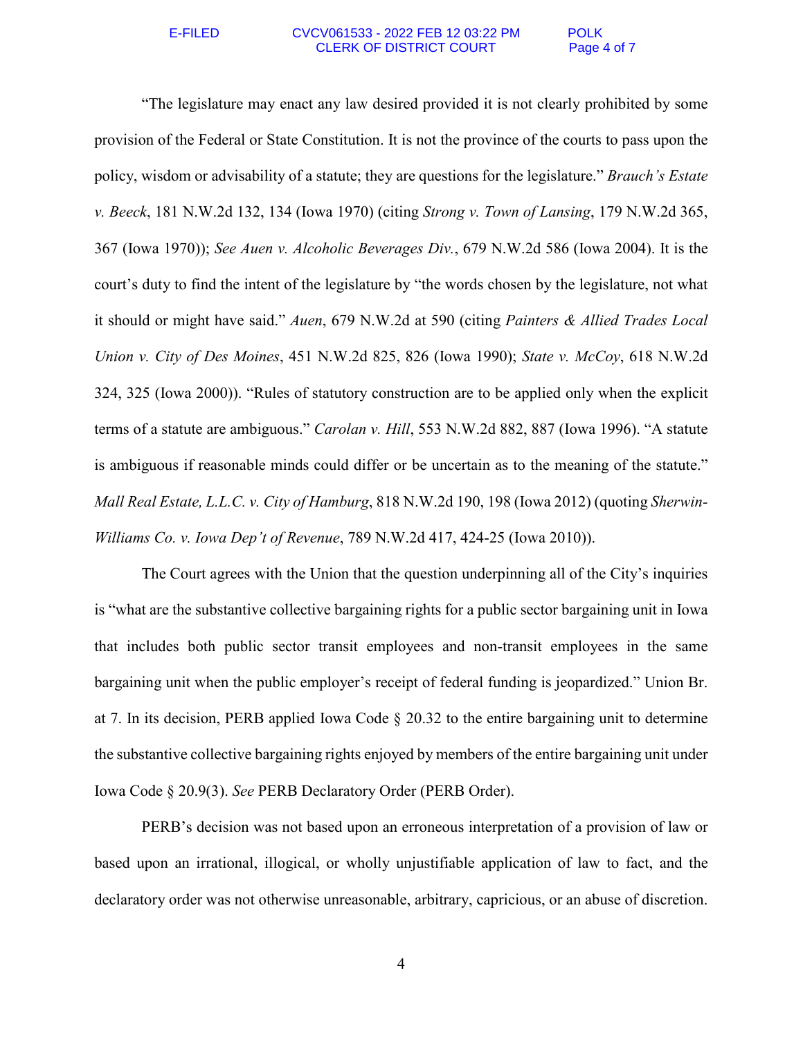"The legislature may enact any law desired provided it is not clearly prohibited by some provision of the Federal or State Constitution. It is not the province of the courts to pass upon the policy, wisdom or advisability of a statute; they are questions for the legislature." *Brauch's Estate v. Beeck*, 181 N.W.2d 132, 134 (Iowa 1970) (citing *Strong v. Town of Lansing*, 179 N.W.2d 365, 367 (Iowa 1970)); *See Auen v. Alcoholic Beverages Div.*, 679 N.W.2d 586 (Iowa 2004). It is the court's duty to find the intent of the legislature by "the words chosen by the legislature, not what it should or might have said." *Auen*, 679 N.W.2d at 590 (citing *Painters & Allied Trades Local Union v. City of Des Moines*, 451 N.W.2d 825, 826 (Iowa 1990); *State v. McCoy*, 618 N.W.2d 324, 325 (Iowa 2000)). "Rules of statutory construction are to be applied only when the explicit terms of a statute are ambiguous." *Carolan v. Hill*, 553 N.W.2d 882, 887 (Iowa 1996). "A statute is ambiguous if reasonable minds could differ or be uncertain as to the meaning of the statute." *Mall Real Estate, L.L.C. v. City of Hamburg*, 818 N.W.2d 190, 198 (Iowa 2012) (quoting *Sherwin-Williams Co. v. Iowa Dep't of Revenue*, 789 N.W.2d 417, 424-25 (Iowa 2010)).

The Court agrees with the Union that the question underpinning all of the City's inquiries is "what are the substantive collective bargaining rights for a public sector bargaining unit in Iowa that includes both public sector transit employees and non-transit employees in the same bargaining unit when the public employer's receipt of federal funding is jeopardized." Union Br. at 7. In its decision, PERB applied Iowa Code § 20.32 to the entire bargaining unit to determine the substantive collective bargaining rights enjoyed by members of the entire bargaining unit under Iowa Code § 20.9(3). *See* PERB Declaratory Order (PERB Order).

PERB's decision was not based upon an erroneous interpretation of a provision of law or based upon an irrational, illogical, or wholly unjustifiable application of law to fact, and the declaratory order was not otherwise unreasonable, arbitrary, capricious, or an abuse of discretion.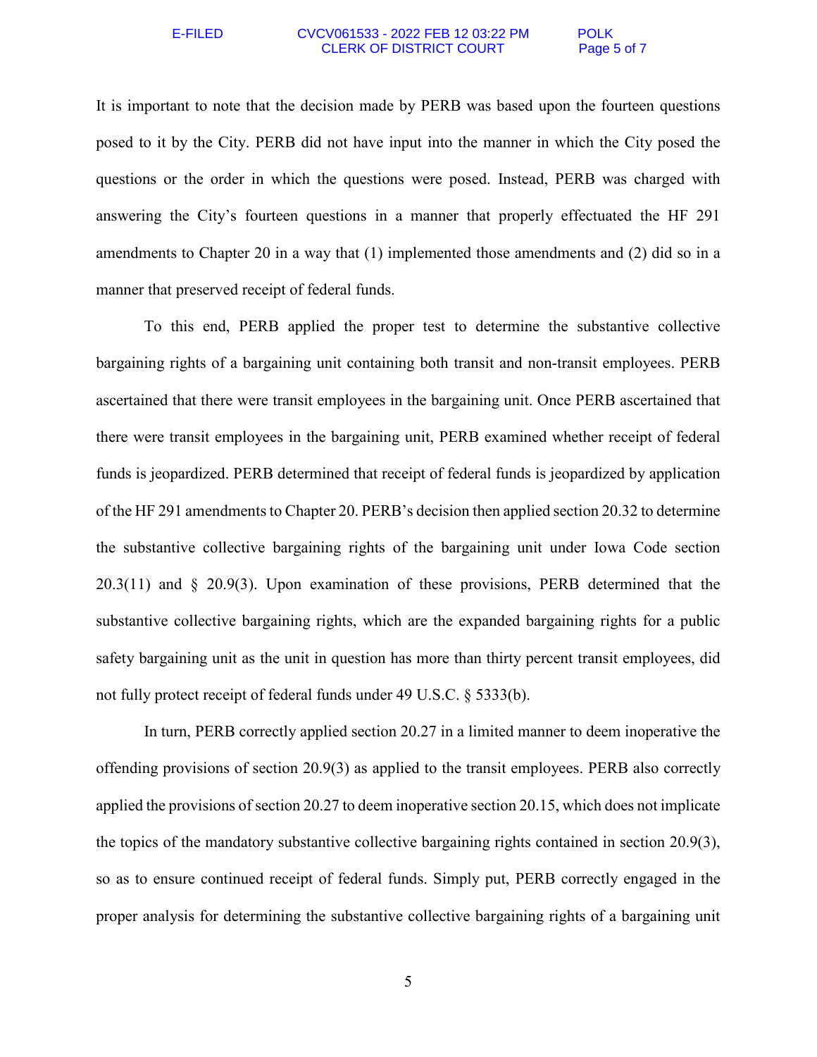It is important to note that the decision made by PERB was based upon the fourteen questions posed to it by the City. PERB did not have input into the manner in which the City posed the questions or the order in which the questions were posed. Instead, PERB was charged with answering the City's fourteen questions in a manner that properly effectuated the HF 291 amendments to Chapter 20 in a way that (1) implemented those amendments and (2) did so in a manner that preserved receipt of federal funds.

To this end, PERB applied the proper test to determine the substantive collective bargaining rights of a bargaining unit containing both transit and non-transit employees. PERB ascertained that there were transit employees in the bargaining unit. Once PERB ascertained that there were transit employees in the bargaining unit, PERB examined whether receipt of federal funds is jeopardized. PERB determined that receipt of federal funds is jeopardized by application of the HF 291 amendments to Chapter 20. PERB's decision then applied section 20.32 to determine the substantive collective bargaining rights of the bargaining unit under Iowa Code section 20.3(11) and § 20.9(3). Upon examination of these provisions, PERB determined that the substantive collective bargaining rights, which are the expanded bargaining rights for a public safety bargaining unit as the unit in question has more than thirty percent transit employees, did not fully protect receipt of federal funds under 49 U.S.C. § 5333(b).

In turn, PERB correctly applied section 20.27 in a limited manner to deem inoperative the offending provisions of section 20.9(3) as applied to the transit employees. PERB also correctly applied the provisions of section 20.27 to deem inoperative section 20.15, which does not implicate the topics of the mandatory substantive collective bargaining rights contained in section 20.9(3), so as to ensure continued receipt of federal funds. Simply put, PERB correctly engaged in the proper analysis for determining the substantive collective bargaining rights of a bargaining unit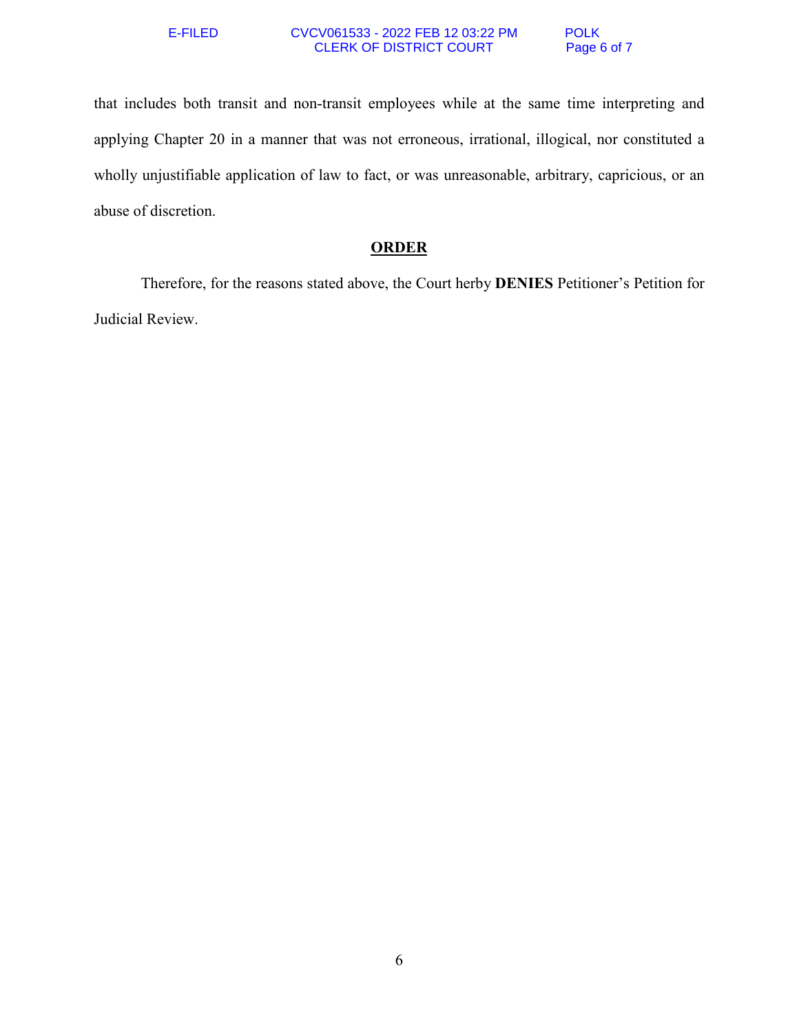that includes both transit and non-transit employees while at the same time interpreting and applying Chapter 20 in a manner that was not erroneous, irrational, illogical, nor constituted a wholly unjustifiable application of law to fact, or was unreasonable, arbitrary, capricious, or an abuse of discretion.

## ORDER

Therefore, for the reasons stated above, the Court herby **DENIES** Petitioner's Petition for Judicial Review.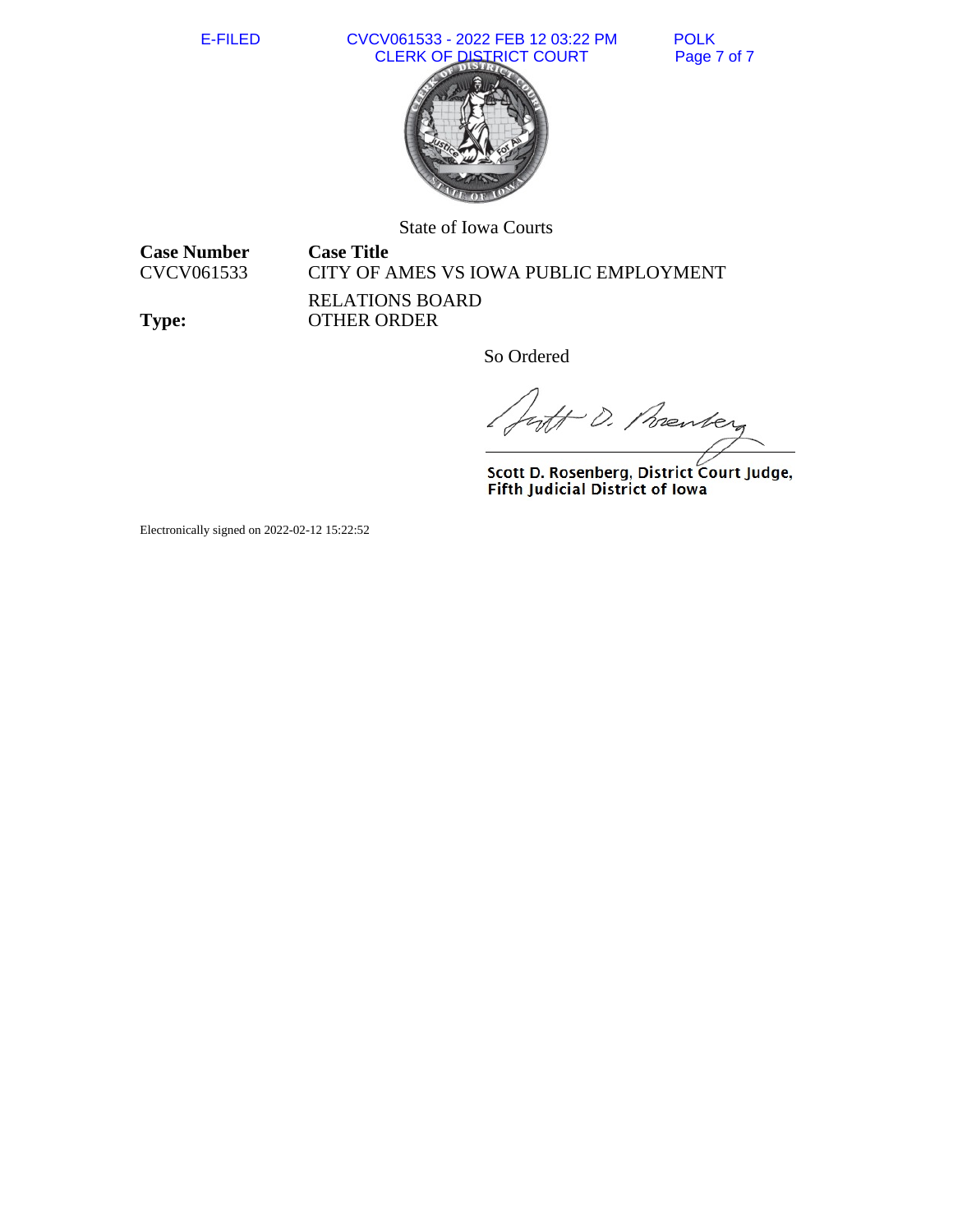State of Iowa Courts

| **Case Number** | **Case Title** |
| --- | --- |
| CVCV061533 | CITY OF AMES VS IOWA PUBLIC EMPLOYMENT RELATIONS BOARD |
| **Type:** | OTHER ORDER |

So Ordered

Scott D. Rosenberg, District Court Judge,
Fifth Judicial District of Iowa

Electronically signed on 2022-02-12 15:22:52